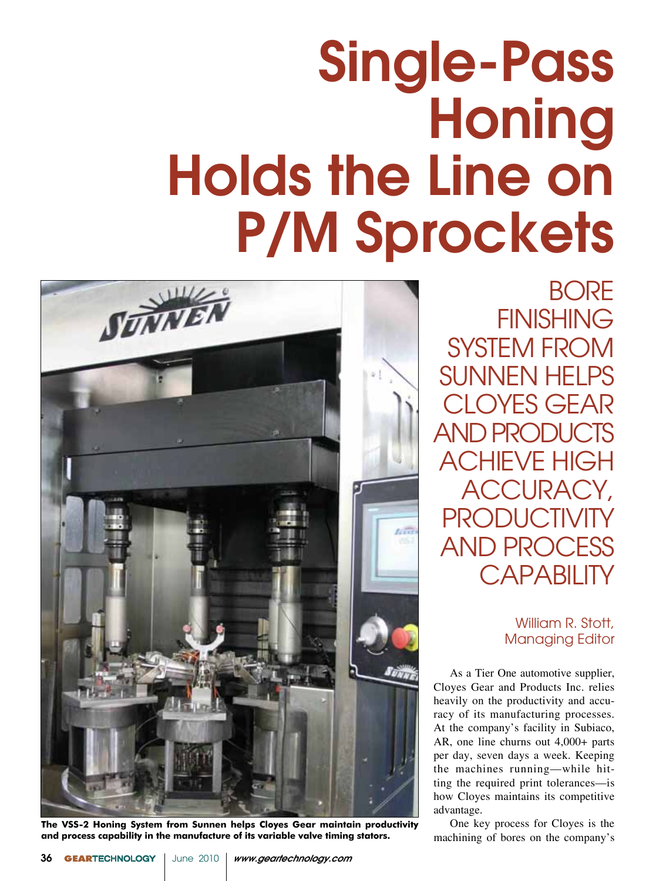# Single-Pass Honing Holds the Line on P/M Sprockets

The VSS-2 Honing System from Sunnen helps Cloyes Gear maintain productivity and process capability in the manufacture of its variable valve timing stators.

## BORE FINISHING SYSTEM FROM SUNNEN HELPS CLOYES GEAR AND PRODUCTS ACHIEVE HIGH ACCURACY, PRODUCTIVITY AND PROCESS CAPABILITY

William R. Stott,
Managing Editor

As a Tier One automotive supplier, Cloyes Gear and Products Inc. relies heavily on the productivity and accuracy of its manufacturing processes. At the company's facility in Subiaco, AR, one line churns out 4,000+ parts per day, seven days a week. Keeping the machines running—while hitting the required print tolerances—is how Cloyes maintains its competitive advantage.

One key process for Cloyes is the machining of bores on the company's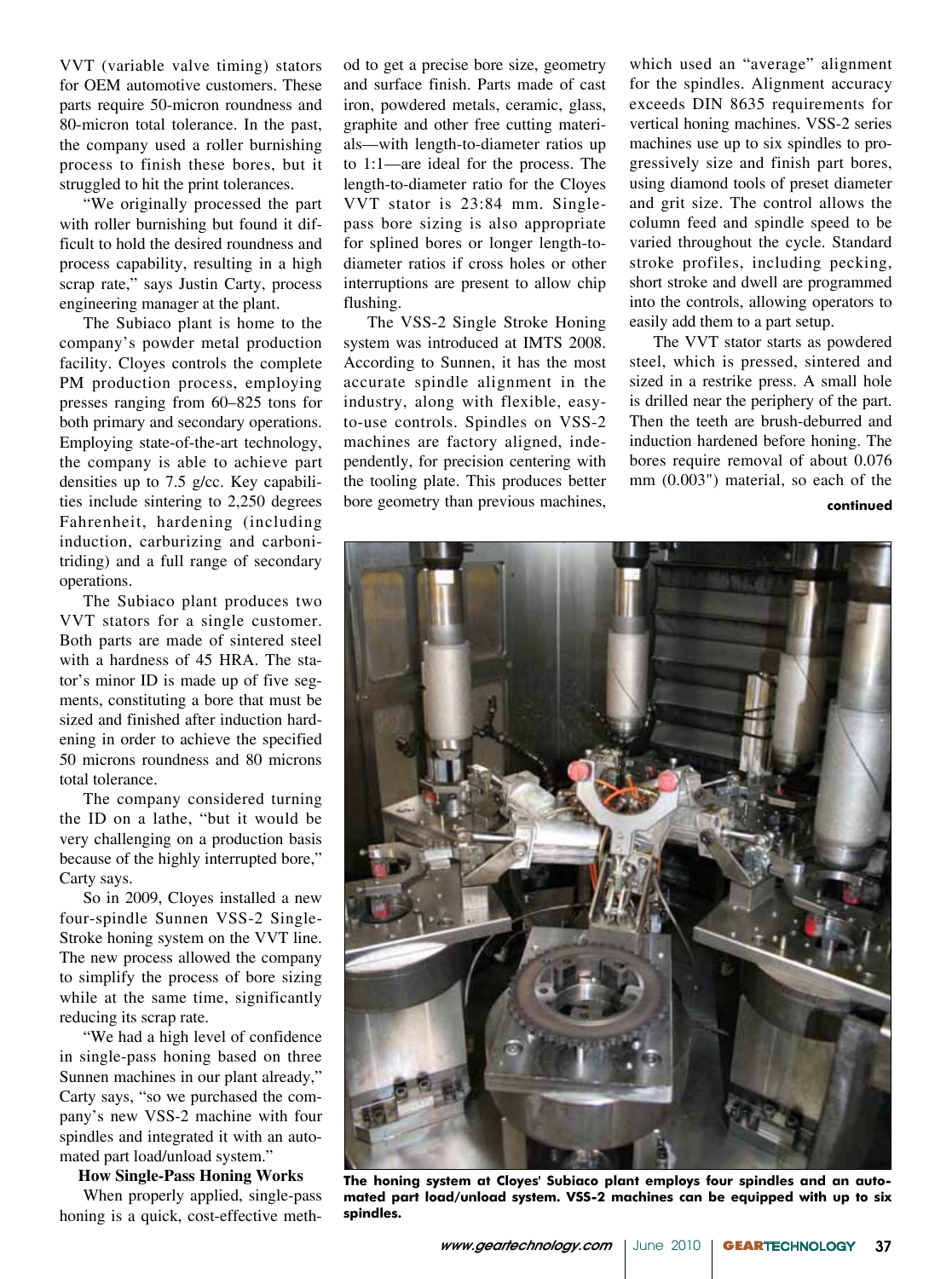VVT (variable valve timing) stators for OEM automotive customers. These parts require 50-micron roundness and 80-micron total tolerance. In the past, the company used a roller burnishing process to finish these bores, but it struggled to hit the print tolerances.

"We originally processed the part with roller burnishing but found it difficult to hold the desired roundness and process capability, resulting in a high scrap rate," says Justin Carty, process engineering manager at the plant.

The Subiaco plant is home to the company's powder metal production facility. Cloyes controls the complete PM production process, employing presses ranging from 60–825 tons for both primary and secondary operations. Employing state-of-the-art technology, the company is able to achieve part densities up to 7.5 g/cc. Key capabilities include sintering to 2,250 degrees Fahrenheit, hardening (including induction, carburizing and carbonitriding) and a full range of secondary operations.

The Subiaco plant produces two VVT stators for a single customer. Both parts are made of sintered steel with a hardness of 45 HRA. The stator's minor ID is made up of five segments, constituting a bore that must be sized and finished after induction hardening in order to achieve the specified 50 microns roundness and 80 microns total tolerance.

The company considered turning the ID on a lathe, "but it would be very challenging on a production basis because of the highly interrupted bore," Carty says.

So in 2009, Cloyes installed a new four-spindle Sunnen VSS-2 Single-Stroke honing system on the VVT line. The new process allowed the company to simplify the process of bore sizing while at the same time, significantly reducing its scrap rate.

"We had a high level of confidence in single-pass honing based on three Sunnen machines in our plant already," Carty says, "so we purchased the company's new VSS-2 machine with four spindles and integrated it with an automated part load/unload system."

### How Single-Pass Honing Works

When properly applied, single-pass honing is a quick, cost-effective method to get a precise bore size, geometry and surface finish. Parts made of cast iron, powdered metals, ceramic, glass, graphite and other free cutting materials—with length-to-diameter ratios up to 1:1—are ideal for the process. The length-to-diameter ratio for the Cloyes VVT stator is 23:84 mm. Single-pass bore sizing is also appropriate for splined bores or longer length-to-diameter ratios if cross holes or other interruptions are present to allow chip flushing.

The VSS-2 Single Stroke Honing system was introduced at IMTS 2008. According to Sunnen, it has the most accurate spindle alignment in the industry, along with flexible, easy-to-use controls. Spindles on VSS-2 machines are factory aligned, independently, for precision centering with the tooling plate. This produces better bore geometry than previous machines, which used an "average" alignment for the spindles. Alignment accuracy exceeds DIN 8635 requirements for vertical honing machines. VSS-2 series machines use up to six spindles to progressively size and finish part bores, using diamond tools of preset diameter and grit size. The control allows the column feed and spindle speed to be varied throughout the cycle. Standard stroke profiles, including pecking, short stroke and dwell are programmed into the controls, allowing operators to easily add them to a part setup.

The VVT stator starts as powdered steel, which is pressed, sintered and sized in a restrike press. A small hole is drilled near the periphery of the part. Then the teeth are brush-deburred and induction hardened before honing. The bores require removal of about 0.076 mm (0.003") material, so each of the

**continued**

**The honing system at Cloyes' Subiaco plant employs four spindles and an automated part load/unload system. VSS-2 machines can be equipped with up to six spindles.**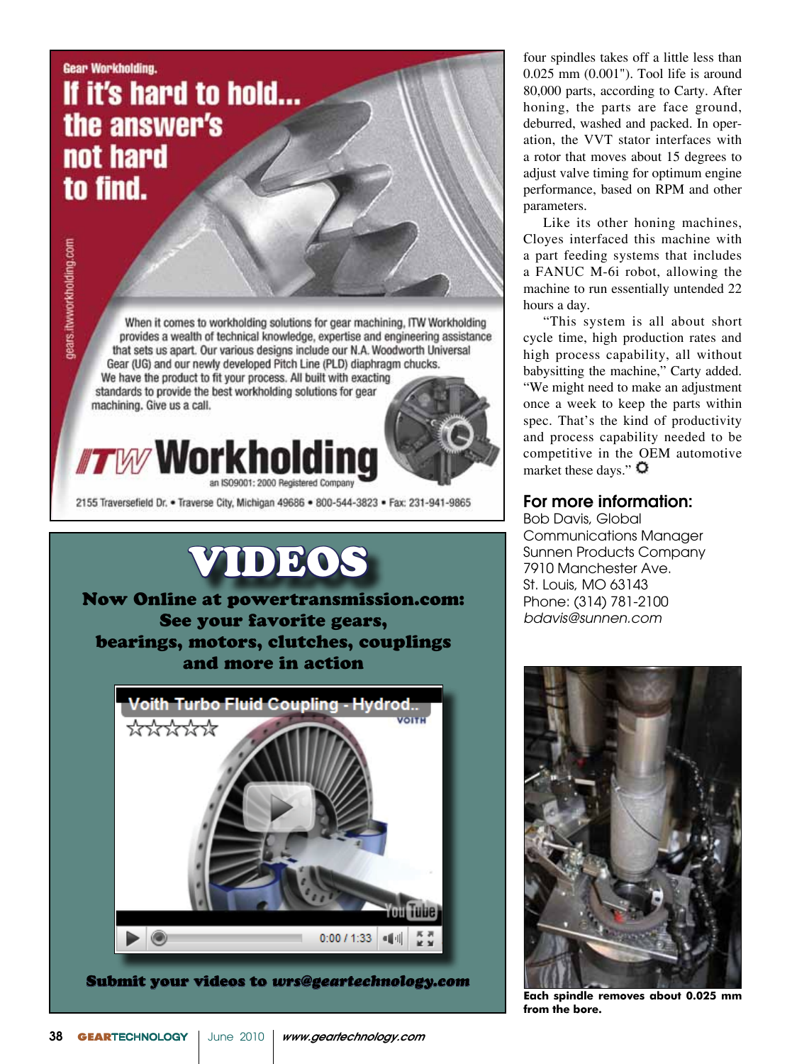## Gear Workholding.

# If it's hard to hold... the answer's not hard to find.

When it comes to workholding solutions for gear machining, ITW Workholding provides a wealth of technical knowledge, expertise and engineering assistance that sets us apart. Our various designs include our N.A. Woodworth Universal Gear (UG) and our newly developed Pitch Line (PLD) diaphragm chucks. We have the product to fit your process. All built with exacting standards to provide the best workholding solutions for gear machining. Give us a call.

gears.itwworkholding.com

**ITW Workholding**

an ISO9001: 2000 Registered Company

2155 Traversefield Dr. • Traverse City, Michigan 49686 • 800-544-3823 • Fax: 231-941-9865

# VIDEOS

**Now Online at powertransmission.com: See your favorite gears, bearings, motors, clutches, couplings and more in action**

Voith Turbo Fluid Coupling - Hydrod..

0:00 / 1:33

**Submit your videos to wrs@geartechnology.com**

four spindles takes off a little less than 0.025 mm (0.001"). Tool life is around 80,000 parts, according to Carty. After honing, the parts are face ground, deburred, washed and packed. In operation, the VVT stator interfaces with a rotor that moves about 15 degrees to adjust valve timing for optimum engine performance, based on RPM and other parameters.

Like its other honing machines, Cloyes interfaced this machine with a part feeding systems that includes a FANUC M-6i robot, allowing the machine to run essentially untended 22 hours a day.

"This system is all about short cycle time, high production rates and high process capability, all without babysitting the machine," Carty added. "We might need to make an adjustment once a week to keep the parts within spec. That's the kind of productivity and process capability needed to be competitive in the OEM automotive market these days."

## For more information:

Bob Davis, Global Communications Manager
Sunnen Products Company
7910 Manchester Ave.
St. Louis, MO 63143
Phone: (314) 781-2100
*bdavis@sunnen.com*

**Each spindle removes about 0.025 mm from the bore.**